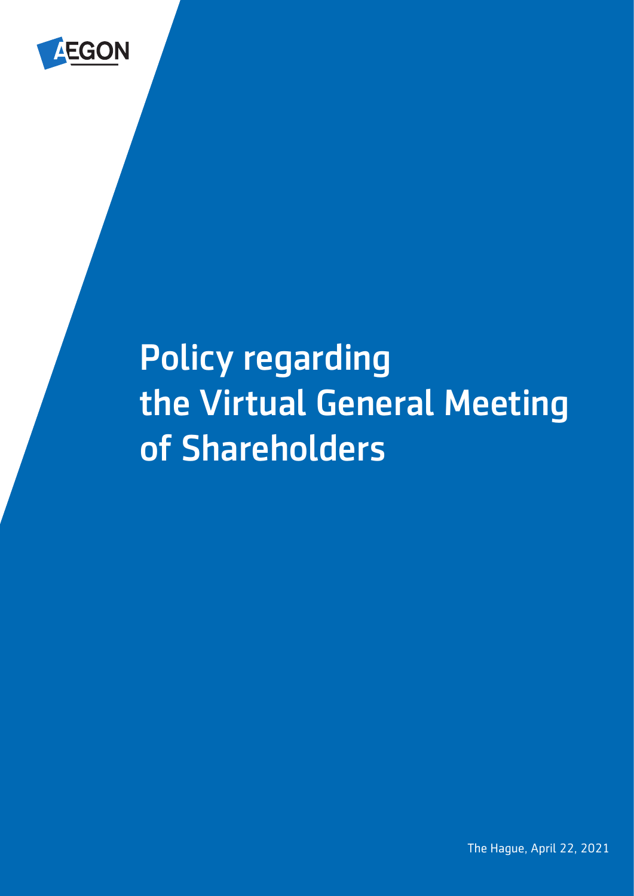# Policy regarding the Virtual General Meeting of Shareholders

The Hague, April 22, 2021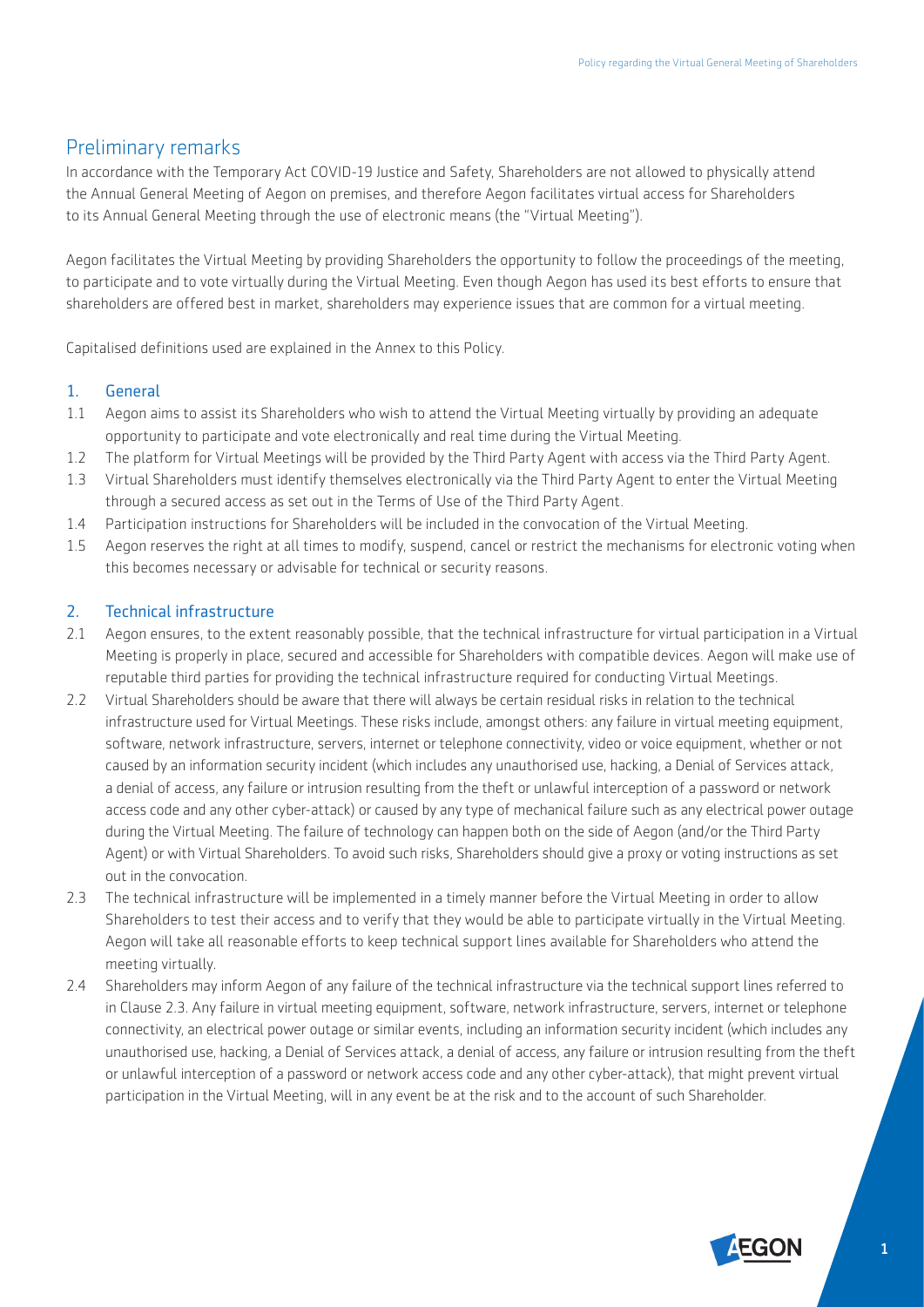## Preliminary remarks

In accordance with the Temporary Act COVID-19 Justice and Safety, Shareholders are not allowed to physically attend the Annual General Meeting of Aegon on premises, and therefore Aegon facilitates virtual access for Shareholders to its Annual General Meeting through the use of electronic means (the "Virtual Meeting").

Aegon facilitates the Virtual Meeting by providing Shareholders the opportunity to follow the proceedings of the meeting, to participate and to vote virtually during the Virtual Meeting. Even though Aegon has used its best efforts to ensure that shareholders are offered best in market, shareholders may experience issues that are common for a virtual meeting.

Capitalised definitions used are explained in the Annex to this Policy.

### 1. General

1.1 Aegon aims to assist its Shareholders who wish to attend the Virtual Meeting virtually by providing an adequate opportunity to participate and vote electronically and real time during the Virtual Meeting.

1.2 The platform for Virtual Meetings will be provided by the Third Party Agent with access via the Third Party Agent.

1.3 Virtual Shareholders must identify themselves electronically via the Third Party Agent to enter the Virtual Meeting through a secured access as set out in the Terms of Use of the Third Party Agent.

1.4 Participation instructions for Shareholders will be included in the convocation of the Virtual Meeting.

1.5 Aegon reserves the right at all times to modify, suspend, cancel or restrict the mechanisms for electronic voting when this becomes necessary or advisable for technical or security reasons.

### 2. Technical infrastructure

2.1 Aegon ensures, to the extent reasonably possible, that the technical infrastructure for virtual participation in a Virtual Meeting is properly in place, secured and accessible for Shareholders with compatible devices. Aegon will make use of reputable third parties for providing the technical infrastructure required for conducting Virtual Meetings.

2.2 Virtual Shareholders should be aware that there will always be certain residual risks in relation to the technical infrastructure used for Virtual Meetings. These risks include, amongst others: any failure in virtual meeting equipment, software, network infrastructure, servers, internet or telephone connectivity, video or voice equipment, whether or not caused by an information security incident (which includes any unauthorised use, hacking, a Denial of Services attack, a denial of access, any failure or intrusion resulting from the theft or unlawful interception of a password or network access code and any other cyber-attack) or caused by any type of mechanical failure such as any electrical power outage during the Virtual Meeting. The failure of technology can happen both on the side of Aegon (and/or the Third Party Agent) or with Virtual Shareholders. To avoid such risks, Shareholders should give a proxy or voting instructions as set out in the convocation.

2.3 The technical infrastructure will be implemented in a timely manner before the Virtual Meeting in order to allow Shareholders to test their access and to verify that they would be able to participate virtually in the Virtual Meeting. Aegon will take all reasonable efforts to keep technical support lines available for Shareholders who attend the meeting virtually.

2.4 Shareholders may inform Aegon of any failure of the technical infrastructure via the technical support lines referred to in Clause 2.3. Any failure in virtual meeting equipment, software, network infrastructure, servers, internet or telephone connectivity, an electrical power outage or similar events, including an information security incident (which includes any unauthorised use, hacking, a Denial of Services attack, a denial of access, any failure or intrusion resulting from the theft or unlawful interception of a password or network access code and any other cyber-attack), that might prevent virtual participation in the Virtual Meeting, will in any event be at the risk and to the account of such Shareholder.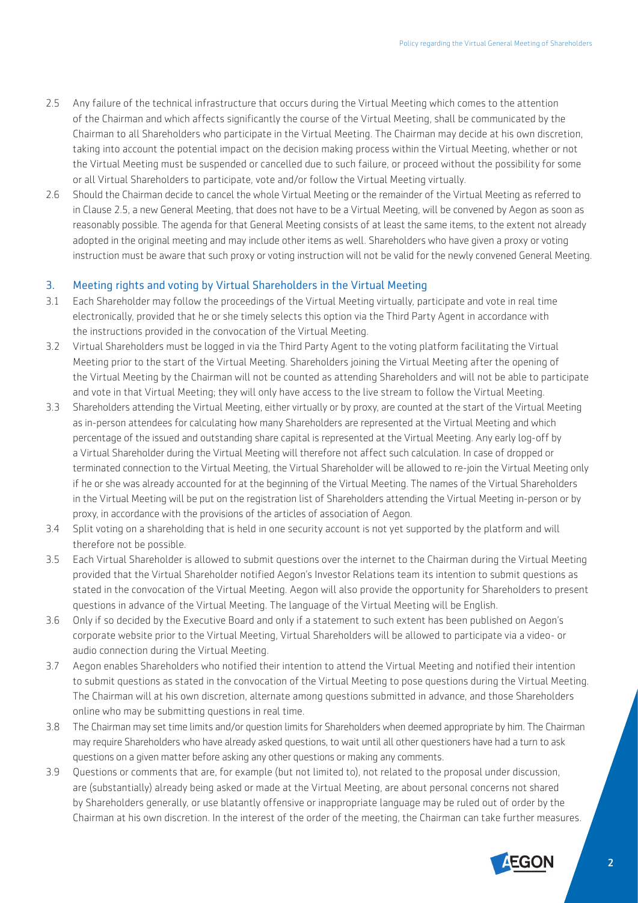2.5 Any failure of the technical infrastructure that occurs during the Virtual Meeting which comes to the attention of the Chairman and which affects significantly the course of the Virtual Meeting, shall be communicated by the Chairman to all Shareholders who participate in the Virtual Meeting. The Chairman may decide at his own discretion, taking into account the potential impact on the decision making process within the Virtual Meeting, whether or not the Virtual Meeting must be suspended or cancelled due to such failure, or proceed without the possibility for some or all Virtual Shareholders to participate, vote and/or follow the Virtual Meeting virtually.

2.6 Should the Chairman decide to cancel the whole Virtual Meeting or the remainder of the Virtual Meeting as referred to in Clause 2.5, a new General Meeting, that does not have to be a Virtual Meeting, will be convened by Aegon as soon as reasonably possible. The agenda for that General Meeting consists of at least the same items, to the extent not already adopted in the original meeting and may include other items as well. Shareholders who have given a proxy or voting instruction must be aware that such proxy or voting instruction will not be valid for the newly convened General Meeting.

## 3. Meeting rights and voting by Virtual Shareholders in the Virtual Meeting

3.1 Each Shareholder may follow the proceedings of the Virtual Meeting virtually, participate and vote in real time electronically, provided that he or she timely selects this option via the Third Party Agent in accordance with the instructions provided in the convocation of the Virtual Meeting.

3.2 Virtual Shareholders must be logged in via the Third Party Agent to the voting platform facilitating the Virtual Meeting prior to the start of the Virtual Meeting. Shareholders joining the Virtual Meeting after the opening of the Virtual Meeting by the Chairman will not be counted as attending Shareholders and will not be able to participate and vote in that Virtual Meeting; they will only have access to the live stream to follow the Virtual Meeting.

3.3 Shareholders attending the Virtual Meeting, either virtually or by proxy, are counted at the start of the Virtual Meeting as in-person attendees for calculating how many Shareholders are represented at the Virtual Meeting and which percentage of the issued and outstanding share capital is represented at the Virtual Meeting. Any early log-off by a Virtual Shareholder during the Virtual Meeting will therefore not affect such calculation. In case of dropped or terminated connection to the Virtual Meeting, the Virtual Shareholder will be allowed to re-join the Virtual Meeting only if he or she was already accounted for at the beginning of the Virtual Meeting. The names of the Virtual Shareholders in the Virtual Meeting will be put on the registration list of Shareholders attending the Virtual Meeting in-person or by proxy, in accordance with the provisions of the articles of association of Aegon.

3.4 Split voting on a shareholding that is held in one security account is not yet supported by the platform and will therefore not be possible.

3.5 Each Virtual Shareholder is allowed to submit questions over the internet to the Chairman during the Virtual Meeting provided that the Virtual Shareholder notified Aegon's Investor Relations team its intention to submit questions as stated in the convocation of the Virtual Meeting. Aegon will also provide the opportunity for Shareholders to present questions in advance of the Virtual Meeting. The language of the Virtual Meeting will be English.

3.6 Only if so decided by the Executive Board and only if a statement to such extent has been published on Aegon's corporate website prior to the Virtual Meeting, Virtual Shareholders will be allowed to participate via a video- or audio connection during the Virtual Meeting.

3.7 Aegon enables Shareholders who notified their intention to attend the Virtual Meeting and notified their intention to submit questions as stated in the convocation of the Virtual Meeting to pose questions during the Virtual Meeting. The Chairman will at his own discretion, alternate among questions submitted in advance, and those Shareholders online who may be submitting questions in real time.

3.8 The Chairman may set time limits and/or question limits for Shareholders when deemed appropriate by him. The Chairman may require Shareholders who have already asked questions, to wait until all other questioners have had a turn to ask questions on a given matter before asking any other questions or making any comments.

3.9 Questions or comments that are, for example (but not limited to), not related to the proposal under discussion, are (substantially) already being asked or made at the Virtual Meeting, are about personal concerns not shared by Shareholders generally, or use blatantly offensive or inappropriate language may be ruled out of order by the Chairman at his own discretion. In the interest of the order of the meeting, the Chairman can take further measures.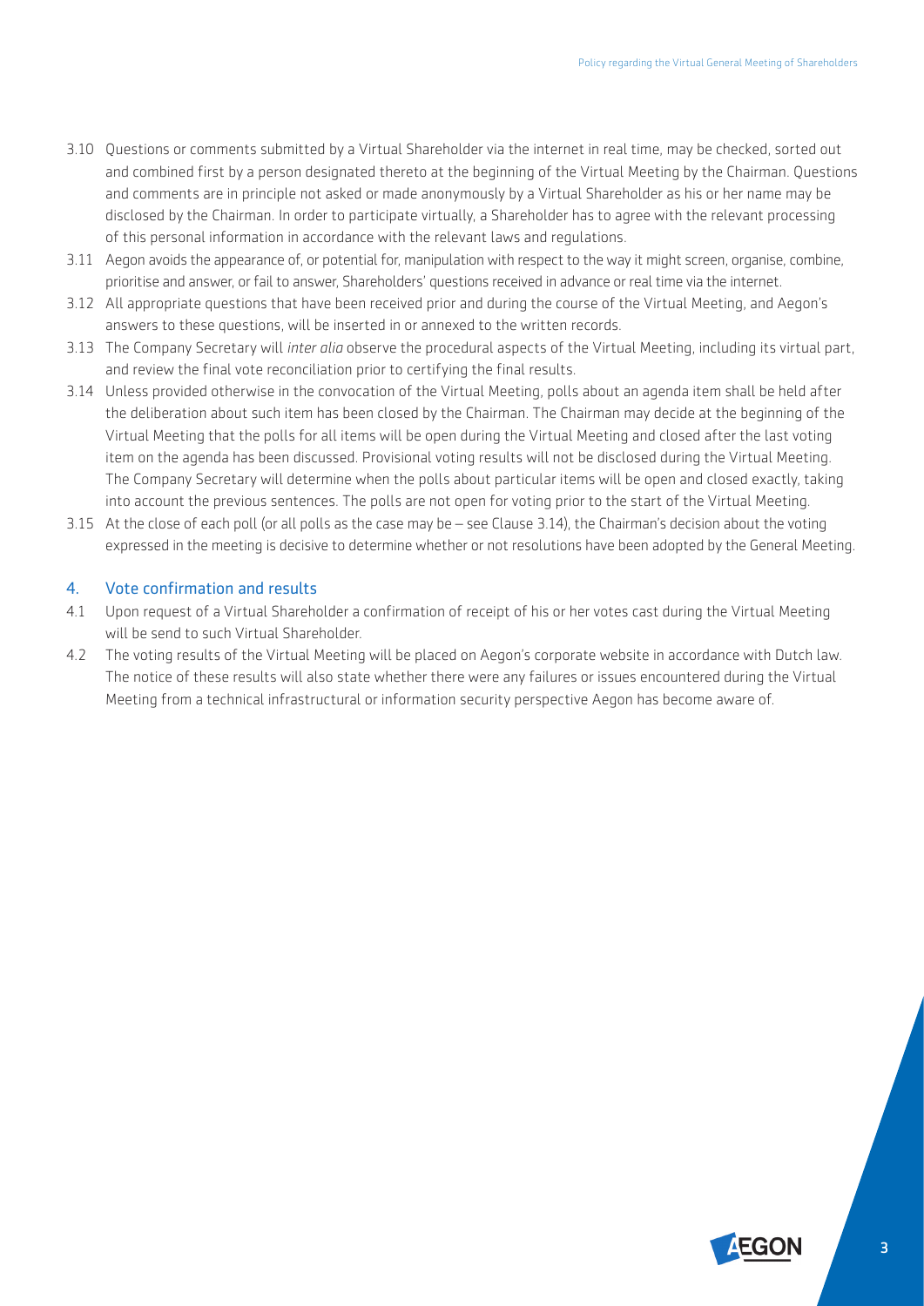3.10 Questions or comments submitted by a Virtual Shareholder via the internet in real time, may be checked, sorted out and combined first by a person designated thereto at the beginning of the Virtual Meeting by the Chairman. Questions and comments are in principle not asked or made anonymously by a Virtual Shareholder as his or her name may be disclosed by the Chairman. In order to participate virtually, a Shareholder has to agree with the relevant processing of this personal information in accordance with the relevant laws and regulations.

3.11 Aegon avoids the appearance of, or potential for, manipulation with respect to the way it might screen, organise, combine, prioritise and answer, or fail to answer, Shareholders' questions received in advance or real time via the internet.

3.12 All appropriate questions that have been received prior and during the course of the Virtual Meeting, and Aegon's answers to these questions, will be inserted in or annexed to the written records.

3.13 The Company Secretary will *inter alia* observe the procedural aspects of the Virtual Meeting, including its virtual part, and review the final vote reconciliation prior to certifying the final results.

3.14 Unless provided otherwise in the convocation of the Virtual Meeting, polls about an agenda item shall be held after the deliberation about such item has been closed by the Chairman. The Chairman may decide at the beginning of the Virtual Meeting that the polls for all items will be open during the Virtual Meeting and closed after the last voting item on the agenda has been discussed. Provisional voting results will not be disclosed during the Virtual Meeting. The Company Secretary will determine when the polls about particular items will be open and closed exactly, taking into account the previous sentences. The polls are not open for voting prior to the start of the Virtual Meeting.

3.15 At the close of each poll (or all polls as the case may be – see Clause 3.14), the Chairman's decision about the voting expressed in the meeting is decisive to determine whether or not resolutions have been adopted by the General Meeting.

## 4. Vote confirmation and results

4.1 Upon request of a Virtual Shareholder a confirmation of receipt of his or her votes cast during the Virtual Meeting will be send to such Virtual Shareholder.

4.2 The voting results of the Virtual Meeting will be placed on Aegon's corporate website in accordance with Dutch law. The notice of these results will also state whether there were any failures or issues encountered during the Virtual Meeting from a technical infrastructural or information security perspective Aegon has become aware of.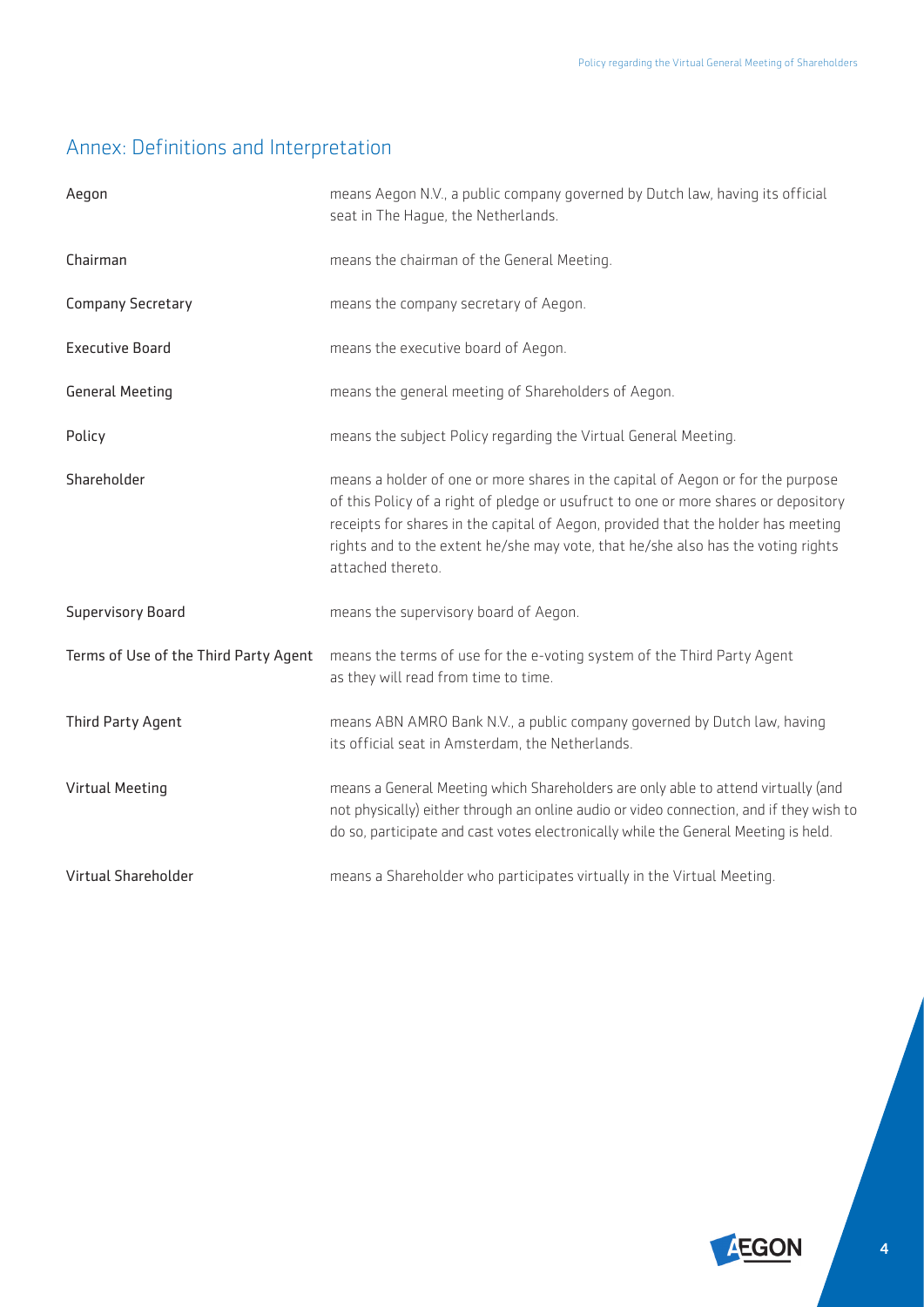## Annex: Definitions and Interpretation

| | |
|---|---|
| Aegon | means Aegon N.V., a public company governed by Dutch law, having its official seat in The Hague, the Netherlands. |
| Chairman | means the chairman of the General Meeting. |
| Company Secretary | means the company secretary of Aegon. |
| Executive Board | means the executive board of Aegon. |
| General Meeting | means the general meeting of Shareholders of Aegon. |
| Policy | means the subject Policy regarding the Virtual General Meeting. |
| Shareholder | means a holder of one or more shares in the capital of Aegon or for the purpose of this Policy of a right of pledge or usufruct to one or more shares or depository receipts for shares in the capital of Aegon, provided that the holder has meeting rights and to the extent he/she may vote, that he/she also has the voting rights attached thereto. |
| Supervisory Board | means the supervisory board of Aegon. |
| Terms of Use of the Third Party Agent | means the terms of use for the e-voting system of the Third Party Agent as they will read from time to time. |
| Third Party Agent | means ABN AMRO Bank N.V., a public company governed by Dutch law, having its official seat in Amsterdam, the Netherlands. |
| Virtual Meeting | means a General Meeting which Shareholders are only able to attend virtually (and not physically) either through an online audio or video connection, and if they wish to do so, participate and cast votes electronically while the General Meeting is held. |
| Virtual Shareholder | means a Shareholder who participates virtually in the Virtual Meeting. |